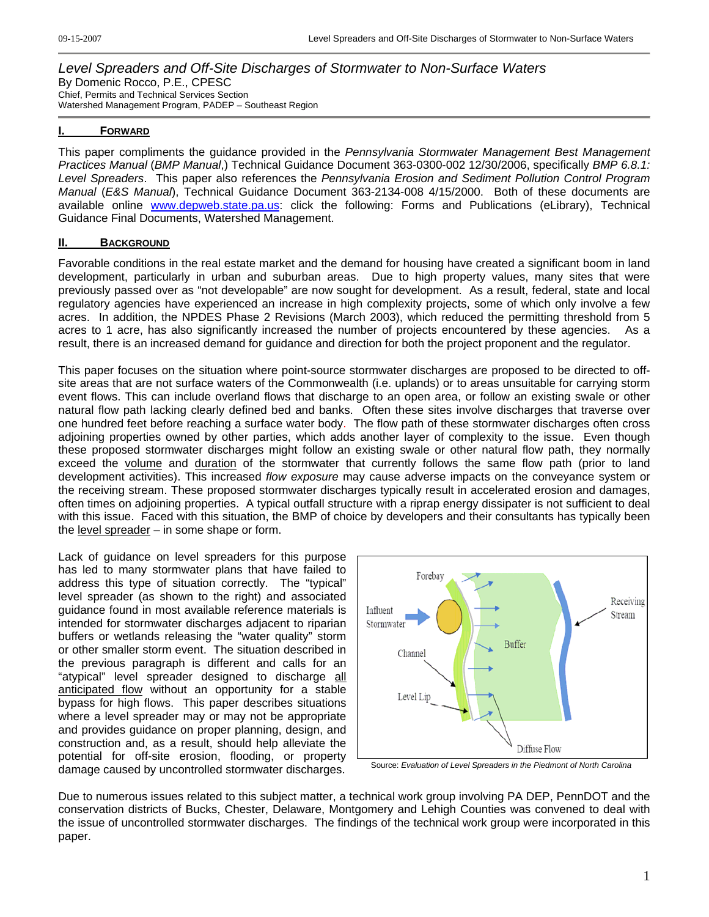# Level Spreaders and Off-Site Discharges of Stormwater to Non-Surface Waters

By Domenic Rocco, P.E., CPESC
Chief, Permits and Technical Services Section
Watershed Management Program, PADEP – Southeast Region

## I. FORWARD

This paper compliments the guidance provided in the *Pennsylvania Stormwater Management Best Management Practices Manual* (*BMP Manual*,) Technical Guidance Document 363-0300-002 12/30/2006, specifically *BMP 6.8.1: Level Spreaders*. This paper also references the *Pennsylvania Erosion and Sediment Pollution Control Program Manual* (*E&S Manual*), Technical Guidance Document 363-2134-008 4/15/2000. Both of these documents are available online www.depweb.state.pa.us: click the following: Forms and Publications (eLibrary), Technical Guidance Final Documents, Watershed Management.

## II. BACKGROUND

Favorable conditions in the real estate market and the demand for housing have created a significant boom in land development, particularly in urban and suburban areas. Due to high property values, many sites that were previously passed over as "not developable" are now sought for development. As a result, federal, state and local regulatory agencies have experienced an increase in high complexity projects, some of which only involve a few acres. In addition, the NPDES Phase 2 Revisions (March 2003), which reduced the permitting threshold from 5 acres to 1 acre, has also significantly increased the number of projects encountered by these agencies. As a result, there is an increased demand for guidance and direction for both the project proponent and the regulator.

This paper focuses on the situation where point-source stormwater discharges are proposed to be directed to off-site areas that are not surface waters of the Commonwealth (i.e. uplands) or to areas unsuitable for carrying storm event flows. This can include overland flows that discharge to an open area, or follow an existing swale or other natural flow path lacking clearly defined bed and banks. Often these sites involve discharges that traverse over one hundred feet before reaching a surface water body. The flow path of these stormwater discharges often cross adjoining properties owned by other parties, which adds another layer of complexity to the issue. Even though these proposed stormwater discharges might follow an existing swale or other natural flow path, they normally exceed the volume and duration of the stormwater that currently follows the same flow path (prior to land development activities). This increased *flow exposure* may cause adverse impacts on the conveyance system or the receiving stream. These proposed stormwater discharges typically result in accelerated erosion and damages, often times on adjoining properties. A typical outfall structure with a riprap energy dissipater is not sufficient to deal with this issue. Faced with this situation, the BMP of choice by developers and their consultants has typically been the level spreader – in some shape or form.

Lack of guidance on level spreaders for this purpose has led to many stormwater plans that have failed to address this type of situation correctly. The "typical" level spreader (as shown to the right) and associated guidance found in most available reference materials is intended for stormwater discharges adjacent to riparian buffers or wetlands releasing the "water quality" storm or other smaller storm event. The situation described in the previous paragraph is different and calls for an "atypical" level spreader designed to discharge all anticipated flow without an opportunity for a stable bypass for high flows. This paper describes situations where a level spreader may or may not be appropriate and provides guidance on proper planning, design, and construction and, as a result, should help alleviate the potential for off-site erosion, flooding, or property damage caused by uncontrolled stormwater discharges.

Forebay, Influent Stormwater, Channel, Level Lip, Buffer, Receiving Stream, Diffuse Flow

Source: *Evaluation of Level Spreaders in the Piedmont of North Carolina*

Due to numerous issues related to this subject matter, a technical work group involving PA DEP, PennDOT and the conservation districts of Bucks, Chester, Delaware, Montgomery and Lehigh Counties was convened to deal with the issue of uncontrolled stormwater discharges. The findings of the technical work group were incorporated in this paper.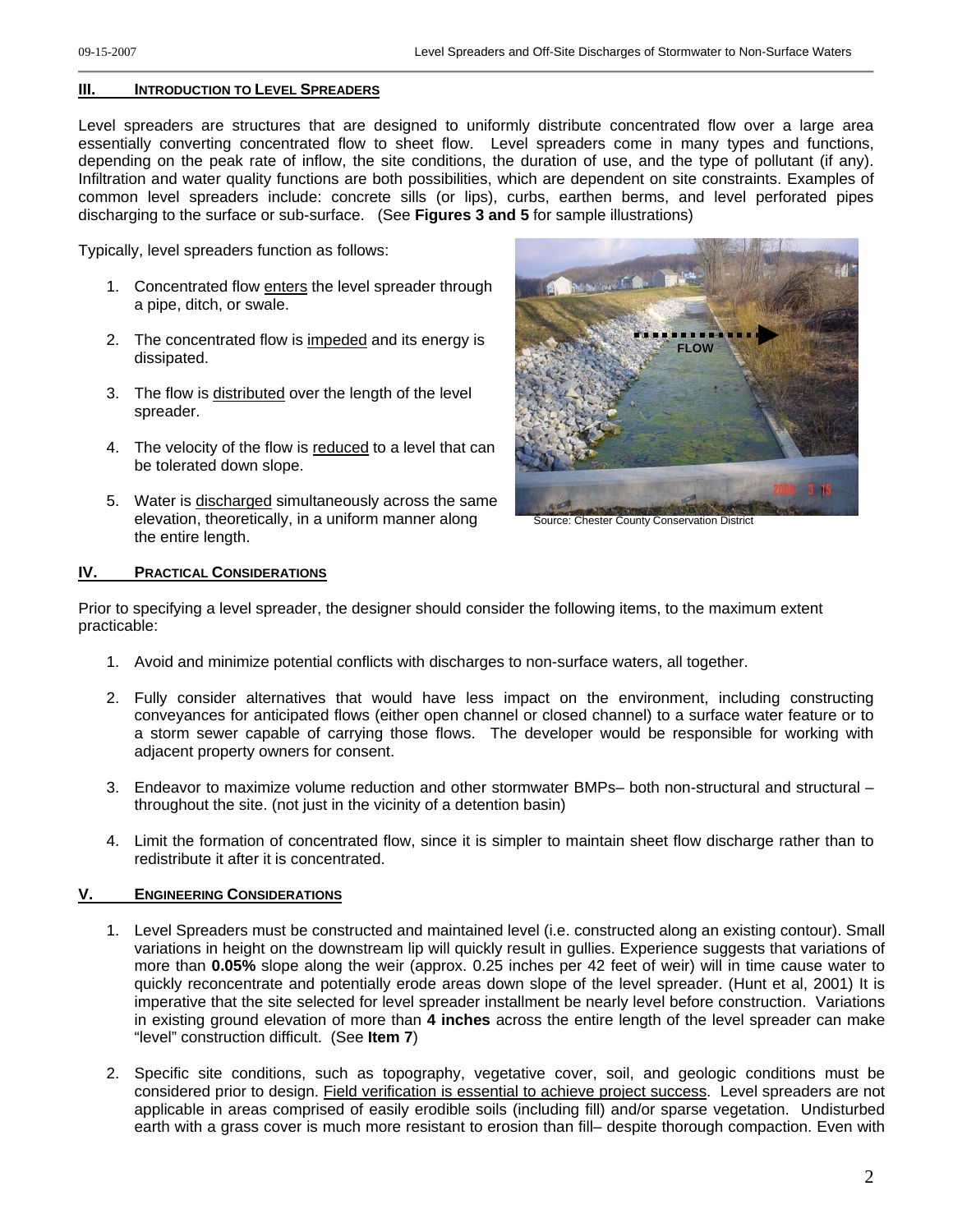## III. INTRODUCTION TO LEVEL SPREADERS

Level spreaders are structures that are designed to uniformly distribute concentrated flow over a large area essentially converting concentrated flow to sheet flow. Level spreaders come in many types and functions, depending on the peak rate of inflow, the site conditions, the duration of use, and the type of pollutant (if any). Infiltration and water quality functions are both possibilities, which are dependent on site constraints. Examples of common level spreaders include: concrete sills (or lips), curbs, earthen berms, and level perforated pipes discharging to the surface or sub-surface. (See **Figures 3 and 5** for sample illustrations)

Typically, level spreaders function as follows:

1. Concentrated flow enters the level spreader through a pipe, ditch, or swale.
2. The concentrated flow is impeded and its energy is dissipated.
3. The flow is distributed over the length of the level spreader.
4. The velocity of the flow is reduced to a level that can be tolerated down slope.
5. Water is discharged simultaneously across the same elevation, theoretically, in a uniform manner along the entire length.

Source: Chester County Conservation District

## IV. PRACTICAL CONSIDERATIONS

Prior to specifying a level spreader, the designer should consider the following items, to the maximum extent practicable:

1. Avoid and minimize potential conflicts with discharges to non-surface waters, all together.
2. Fully consider alternatives that would have less impact on the environment, including constructing conveyances for anticipated flows (either open channel or closed channel) to a surface water feature or to a storm sewer capable of carrying those flows. The developer would be responsible for working with adjacent property owners for consent.
3. Endeavor to maximize volume reduction and other stormwater BMPs– both non-structural and structural – throughout the site. (not just in the vicinity of a detention basin)
4. Limit the formation of concentrated flow, since it is simpler to maintain sheet flow discharge rather than to redistribute it after it is concentrated.

## V. ENGINEERING CONSIDERATIONS

1. Level Spreaders must be constructed and maintained level (i.e. constructed along an existing contour). Small variations in height on the downstream lip will quickly result in gullies. Experience suggests that variations of more than **0.05%** slope along the weir (approx. 0.25 inches per 42 feet of weir) will in time cause water to quickly reconcentrate and potentially erode areas down slope of the level spreader. (Hunt et al, 2001) It is imperative that the site selected for level spreader installment be nearly level before construction. Variations in existing ground elevation of more than **4 inches** across the entire length of the level spreader can make "level" construction difficult. (See **Item 7**)
2. Specific site conditions, such as topography, vegetative cover, soil, and geologic conditions must be considered prior to design. Field verification is essential to achieve project success. Level spreaders are not applicable in areas comprised of easily erodible soils (including fill) and/or sparse vegetation. Undisturbed earth with a grass cover is much more resistant to erosion than fill– despite thorough compaction. Even with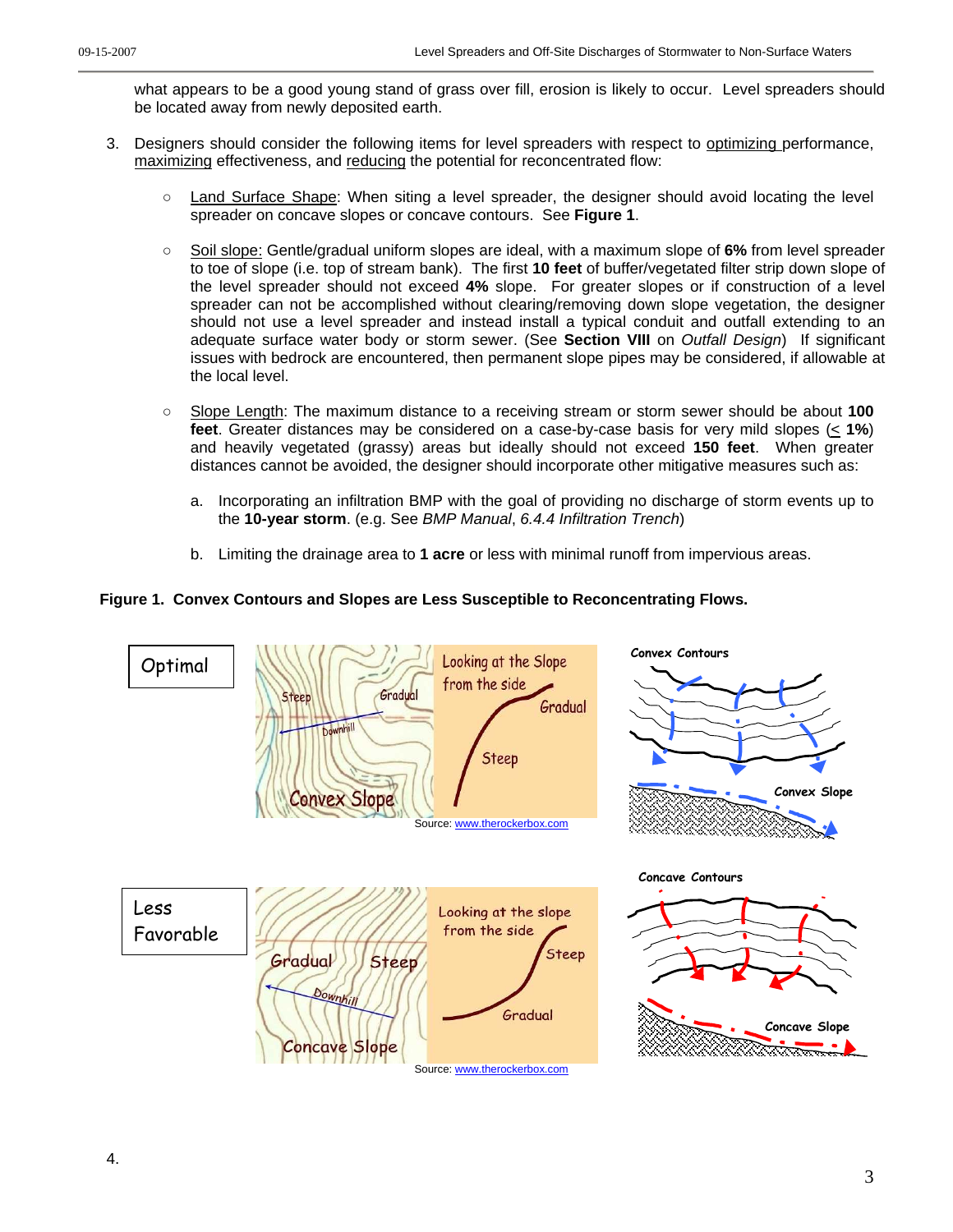what appears to be a good young stand of grass over fill, erosion is likely to occur. Level spreaders should be located away from newly deposited earth.

3. Designers should consider the following items for level spreaders with respect to optimizing performance, maximizing effectiveness, and reducing the potential for reconcentrated flow:

   - Land Surface Shape: When siting a level spreader, the designer should avoid locating the level spreader on concave slopes or concave contours. See **Figure 1**.

   - Soil slope: Gentle/gradual uniform slopes are ideal, with a maximum slope of **6%** from level spreader to toe of slope (i.e. top of stream bank). The first **10 feet** of buffer/vegetated filter strip down slope of the level spreader should not exceed **4%** slope. For greater slopes or if construction of a level spreader can not be accomplished without clearing/removing down slope vegetation, the designer should not use a level spreader and instead install a typical conduit and outfall extending to an adequate surface water body or storm sewer. (See **Section VIII** on *Outfall Design*) If significant issues with bedrock are encountered, then permanent slope pipes may be considered, if allowable at the local level.

   - Slope Length: The maximum distance to a receiving stream or storm sewer should be about **100 feet**. Greater distances may be considered on a case-by-case basis for very mild slopes (≤ **1%**) and heavily vegetated (grassy) areas but ideally should not exceed **150 feet**. When greater distances cannot be avoided, the designer should incorporate other mitigative measures such as:

     a. Incorporating an infiltration BMP with the goal of providing no discharge of storm events up to the **10-year storm**. (e.g. See *BMP Manual*, *6.4.4 Infiltration Trench*)

     b. Limiting the drainage area to **1 acre** or less with minimal runoff from impervious areas.

**Figure 1. Convex Contours and Slopes are Less Susceptible to Reconcentrating Flows.**

Source: www.therockerbox.com

Source: www.therockerbox.com

4.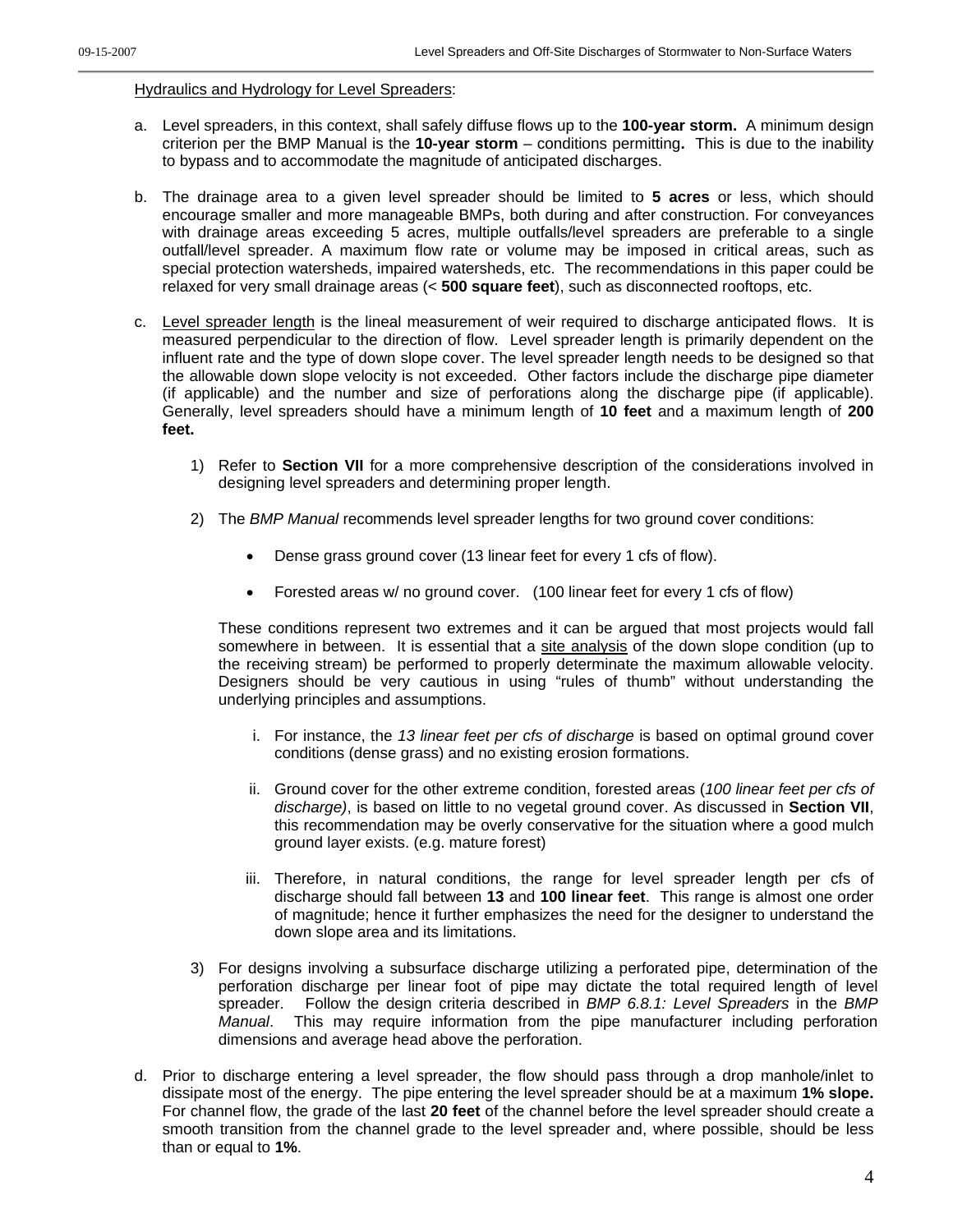<u>Hydraulics and Hydrology for Level Spreaders</u>:

a. Level spreaders, in this context, shall safely diffuse flows up to the **100-year storm.** A minimum design criterion per the BMP Manual is the **10-year storm** – conditions permitting**.** This is due to the inability to bypass and to accommodate the magnitude of anticipated discharges.

b. The drainage area to a given level spreader should be limited to **5 acres** or less, which should encourage smaller and more manageable BMPs, both during and after construction. For conveyances with drainage areas exceeding 5 acres, multiple outfalls/level spreaders are preferable to a single outfall/level spreader. A maximum flow rate or volume may be imposed in critical areas, such as special protection watersheds, impaired watersheds, etc. The recommendations in this paper could be relaxed for very small drainage areas (< **500 square feet**), such as disconnected rooftops, etc.

c. <u>Level spreader length</u> is the lineal measurement of weir required to discharge anticipated flows. It is measured perpendicular to the direction of flow. Level spreader length is primarily dependent on the influent rate and the type of down slope cover. The level spreader length needs to be designed so that the allowable down slope velocity is not exceeded. Other factors include the discharge pipe diameter (if applicable) and the number and size of perforations along the discharge pipe (if applicable). Generally, level spreaders should have a minimum length of **10 feet** and a maximum length of **200 feet.**

   1) Refer to **Section VII** for a more comprehensive description of the considerations involved in designing level spreaders and determining proper length.

   2) The *BMP Manual* recommends level spreader lengths for two ground cover conditions:

      - Dense grass ground cover (13 linear feet for every 1 cfs of flow).
      - Forested areas w/ no ground cover. (100 linear feet for every 1 cfs of flow)

      These conditions represent two extremes and it can be argued that most projects would fall somewhere in between. It is essential that a <u>site analysis</u> of the down slope condition (up to the receiving stream) be performed to properly determinate the maximum allowable velocity. Designers should be very cautious in using "rules of thumb" without understanding the underlying principles and assumptions.

      i. For instance, the *13 linear feet per cfs of discharge* is based on optimal ground cover conditions (dense grass) and no existing erosion formations.

      ii. Ground cover for the other extreme condition, forested areas (*100 linear feet per cfs of discharge)*, is based on little to no vegetal ground cover. As discussed in **Section VII**, this recommendation may be overly conservative for the situation where a good mulch ground layer exists. (e.g. mature forest)

      iii. Therefore, in natural conditions, the range for level spreader length per cfs of discharge should fall between **13** and **100 linear feet**. This range is almost one order of magnitude; hence it further emphasizes the need for the designer to understand the down slope area and its limitations.

   3) For designs involving a subsurface discharge utilizing a perforated pipe, determination of the perforation discharge per linear foot of pipe may dictate the total required length of level spreader. Follow the design criteria described in *BMP 6.8.1: Level Spreaders* in the *BMP Manual*. This may require information from the pipe manufacturer including perforation dimensions and average head above the perforation.

d. Prior to discharge entering a level spreader, the flow should pass through a drop manhole/inlet to dissipate most of the energy. The pipe entering the level spreader should be at a maximum **1% slope.** For channel flow, the grade of the last **20 feet** of the channel before the level spreader should create a smooth transition from the channel grade to the level spreader and, where possible, should be less than or equal to **1%**.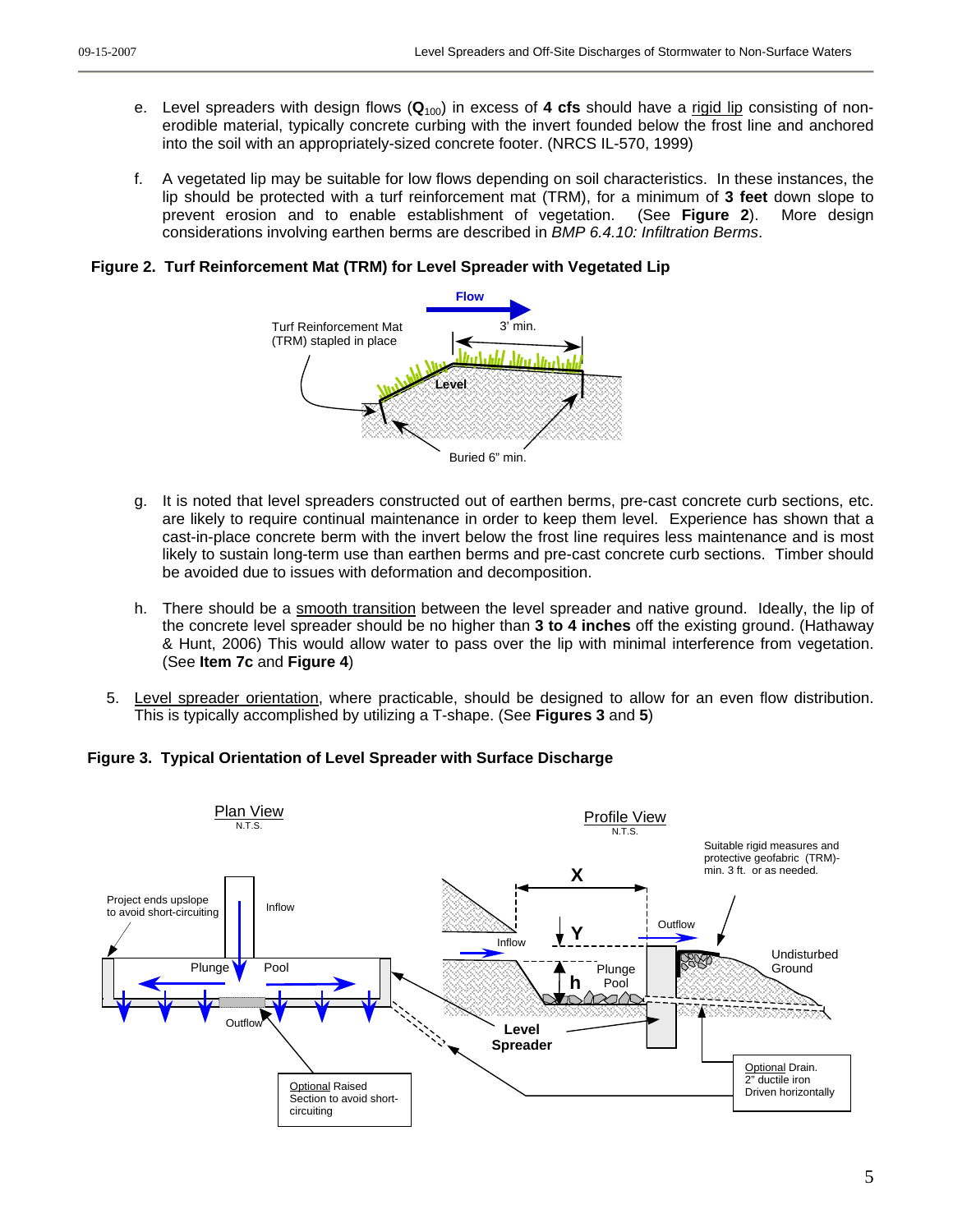e. Level spreaders with design flows ($\mathbf{Q}_{100}$) in excess of **4 cfs** should have a rigid lip consisting of non-erodible material, typically concrete curbing with the invert founded below the frost line and anchored into the soil with an appropriately-sized concrete footer. (NRCS IL-570, 1999)

f. A vegetated lip may be suitable for low flows depending on soil characteristics. In these instances, the lip should be protected with a turf reinforcement mat (TRM), for a minimum of **3 feet** down slope to prevent erosion and to enable establishment of vegetation. (See **Figure 2**). More design considerations involving earthen berms are described in *BMP 6.4.10: Infiltration Berms*.

**Figure 2. Turf Reinforcement Mat (TRM) for Level Spreader with Vegetated Lip**

g. It is noted that level spreaders constructed out of earthen berms, pre-cast concrete curb sections, etc. are likely to require continual maintenance in order to keep them level. Experience has shown that a cast-in-place concrete berm with the invert below the frost line requires less maintenance and is most likely to sustain long-term use than earthen berms and pre-cast concrete curb sections. Timber should be avoided due to issues with deformation and decomposition.

h. There should be a smooth transition between the level spreader and native ground. Ideally, the lip of the concrete level spreader should be no higher than **3 to 4 inches** off the existing ground. (Hathaway & Hunt, 2006) This would allow water to pass over the lip with minimal interference from vegetation. (See **Item 7c** and **Figure 4**)

5. Level spreader orientation, where practicable, should be designed to allow for an even flow distribution. This is typically accomplished by utilizing a T-shape. (See **Figures 3** and **5**)

**Figure 3. Typical Orientation of Level Spreader with Surface Discharge**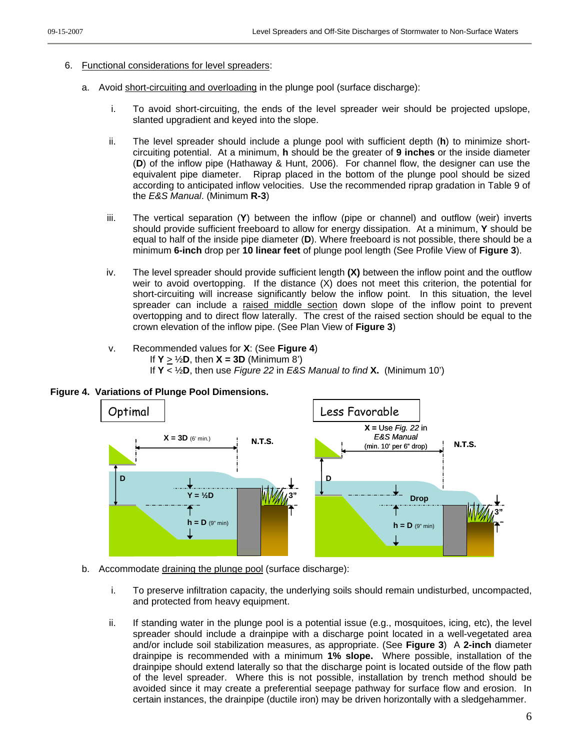6. Functional considerations for level spreaders:

   a. Avoid short-circuiting and overloading in the plunge pool (surface discharge):

      i. To avoid short-circuiting, the ends of the level spreader weir should be projected upslope, slanted upgradient and keyed into the slope.

      ii. The level spreader should include a plunge pool with sufficient depth (**h**) to minimize short-circuiting potential. At a minimum, **h** should be the greater of **9 inches** or the inside diameter (**D**) of the inflow pipe (Hathaway & Hunt, 2006). For channel flow, the designer can use the equivalent pipe diameter. Riprap placed in the bottom of the plunge pool should be sized according to anticipated inflow velocities. Use the recommended riprap gradation in Table 9 of the *E&S Manual*. (Minimum **R-3**)

      iii. The vertical separation (**Y**) between the inflow (pipe or channel) and outflow (weir) inverts should provide sufficient freeboard to allow for energy dissipation. At a minimum, **Y** should be equal to half of the inside pipe diameter (**D**). Where freeboard is not possible, there should be a minimum **6-inch** drop per **10 linear feet** of plunge pool length (See Profile View of **Figure 3**).

      iv. The level spreader should provide sufficient length **(X)** between the inflow point and the outflow weir to avoid overtopping. If the distance (X) does not meet this criterion, the potential for short-circuiting will increase significantly below the inflow point. In this situation, the level spreader can include a raised middle section down slope of the inflow point to prevent overtopping and to direct flow laterally. The crest of the raised section should be equal to the crown elevation of the inflow pipe. (See Plan View of **Figure 3**)

      v. Recommended values for **X**: (See **Figure 4**)
         If **Y** ≥ ½**D**, then **X = 3D** (Minimum 8')
         If **Y** < ½**D**, then use *Figure 22* in *E&S Manual to find* **X.** (Minimum 10')

**Figure 4. Variations of Plunge Pool Dimensions.**

Optimal: X = 3D (6' min.); Y = ½D; h = D (9" min); 3"; N.T.S.

Less Favorable: X = Use *Fig. 22* in *E&S Manual* (min. 10' per 6" drop); Drop; h = D (9" min); 3"; N.T.S.

   b. Accommodate draining the plunge pool (surface discharge):

      i. To preserve infiltration capacity, the underlying soils should remain undisturbed, uncompacted, and protected from heavy equipment.

      ii. If standing water in the plunge pool is a potential issue (e.g., mosquitoes, icing, etc), the level spreader should include a drainpipe with a discharge point located in a well-vegetated area and/or include soil stabilization measures, as appropriate. (See **Figure 3**) A **2-inch** diameter drainpipe is recommended with a minimum **1% slope.** Where possible, installation of the drainpipe should extend laterally so that the discharge point is located outside of the flow path of the level spreader. Where this is not possible, installation by trench method should be avoided since it may create a preferential seepage pathway for surface flow and erosion. In certain instances, the drainpipe (ductile iron) may be driven horizontally with a sledgehammer.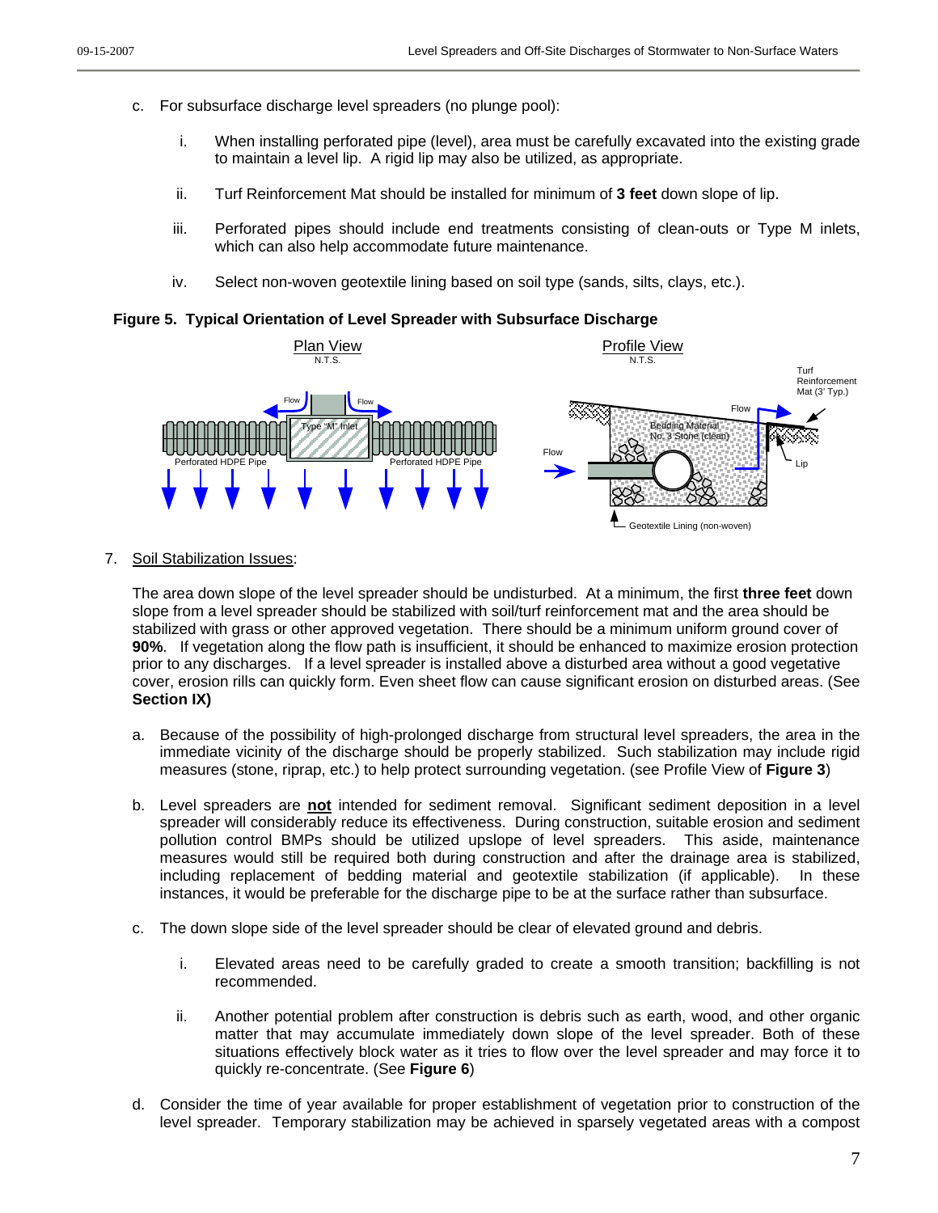c. For subsurface discharge level spreaders (no plunge pool):

   i. When installing perforated pipe (level), area must be carefully excavated into the existing grade to maintain a level lip. A rigid lip may also be utilized, as appropriate.

   ii. Turf Reinforcement Mat should be installed for minimum of **3 feet** down slope of lip.

   iii. Perforated pipes should include end treatments consisting of clean-outs or Type M inlets, which can also help accommodate future maintenance.

   iv. Select non-woven geotextile lining based on soil type (sands, silts, clays, etc.).

**Figure 5. Typical Orientation of Level Spreader with Subsurface Discharge**

7. Soil Stabilization Issues:

The area down slope of the level spreader should be undisturbed. At a minimum, the first **three feet** down slope from a level spreader should be stabilized with soil/turf reinforcement mat and the area should be stabilized with grass or other approved vegetation. There should be a minimum uniform ground cover of **90%**. If vegetation along the flow path is insufficient, it should be enhanced to maximize erosion protection prior to any discharges. If a level spreader is installed above a disturbed area without a good vegetative cover, erosion rills can quickly form. Even sheet flow can cause significant erosion on disturbed areas. (See **Section IX)**

a. Because of the possibility of high-prolonged discharge from structural level spreaders, the area in the immediate vicinity of the discharge should be properly stabilized. Such stabilization may include rigid measures (stone, riprap, etc.) to help protect surrounding vegetation. (see Profile View of **Figure 3**)

b. Level spreaders are **not** intended for sediment removal. Significant sediment deposition in a level spreader will considerably reduce its effectiveness. During construction, suitable erosion and sediment pollution control BMPs should be utilized upslope of level spreaders. This aside, maintenance measures would still be required both during construction and after the drainage area is stabilized, including replacement of bedding material and geotextile stabilization (if applicable). In these instances, it would be preferable for the discharge pipe to be at the surface rather than subsurface.

c. The down slope side of the level spreader should be clear of elevated ground and debris.

   i. Elevated areas need to be carefully graded to create a smooth transition; backfilling is not recommended.

   ii. Another potential problem after construction is debris such as earth, wood, and other organic matter that may accumulate immediately down slope of the level spreader. Both of these situations effectively block water as it tries to flow over the level spreader and may force it to quickly re-concentrate. (See **Figure 6**)

d. Consider the time of year available for proper establishment of vegetation prior to construction of the level spreader. Temporary stabilization may be achieved in sparsely vegetated areas with a compost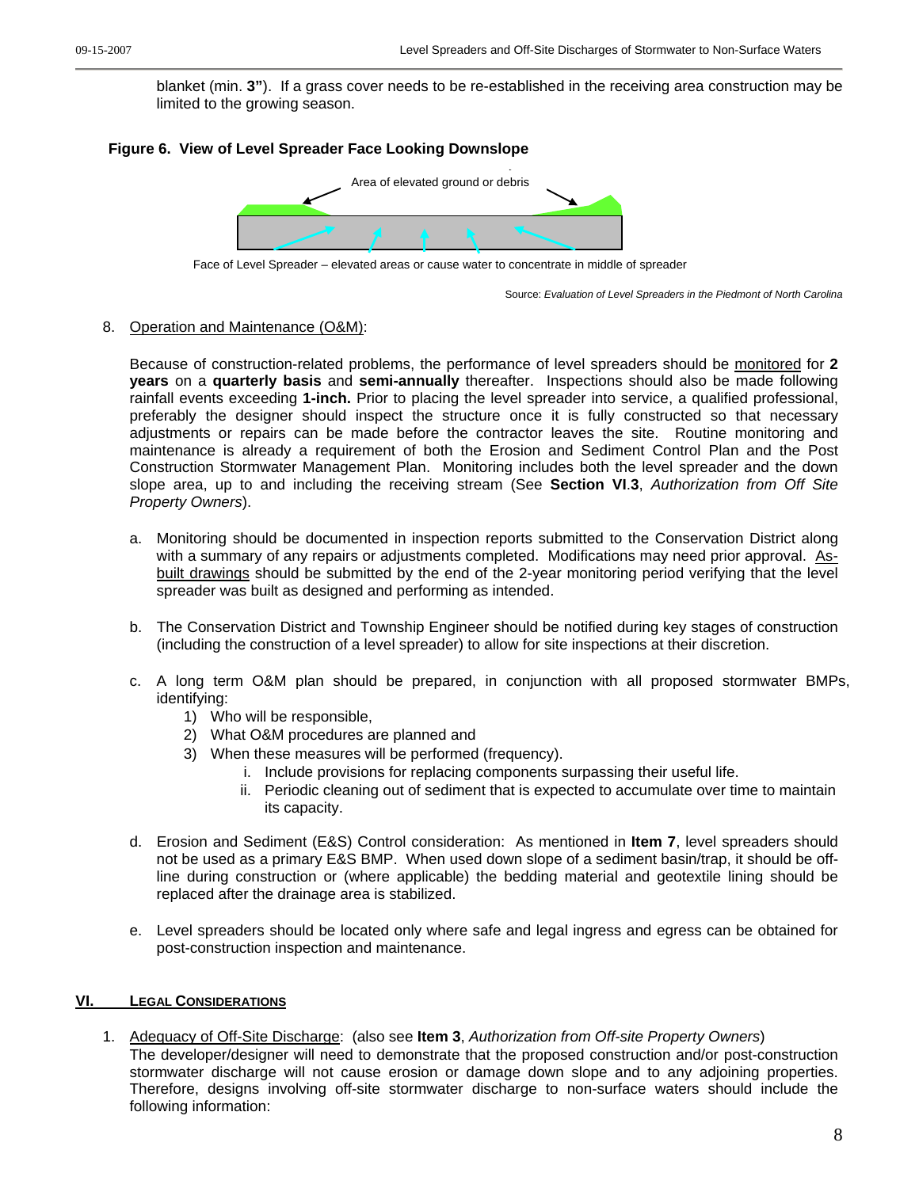blanket (min. **3"**). If a grass cover needs to be re-established in the receiving area construction may be limited to the growing season.

**Figure 6. View of Level Spreader Face Looking Downslope**

Area of elevated ground or debris

Face of Level Spreader – elevated areas or cause water to concentrate in middle of spreader

Source: *Evaluation of Level Spreaders in the Piedmont of North Carolina*

8. Operation and Maintenance (O&M):

   Because of construction-related problems, the performance of level spreaders should be monitored for **2 years** on a **quarterly basis** and **semi-annually** thereafter. Inspections should also be made following rainfall events exceeding **1-inch.** Prior to placing the level spreader into service, a qualified professional, preferably the designer should inspect the structure once it is fully constructed so that necessary adjustments or repairs can be made before the contractor leaves the site. Routine monitoring and maintenance is already a requirement of both the Erosion and Sediment Control Plan and the Post Construction Stormwater Management Plan. Monitoring includes both the level spreader and the down slope area, up to and including the receiving stream (See **Section VI**.**3**, *Authorization from Off Site Property Owners*).

   a. Monitoring should be documented in inspection reports submitted to the Conservation District along with a summary of any repairs or adjustments completed. Modifications may need prior approval. As-built drawings should be submitted by the end of the 2-year monitoring period verifying that the level spreader was built as designed and performing as intended.

   b. The Conservation District and Township Engineer should be notified during key stages of construction (including the construction of a level spreader) to allow for site inspections at their discretion.

   c. A long term O&M plan should be prepared, in conjunction with all proposed stormwater BMPs, identifying:
      1) Who will be responsible,
      2) What O&M procedures are planned and
      3) When these measures will be performed (frequency).
         i. Include provisions for replacing components surpassing their useful life.
         ii. Periodic cleaning out of sediment that is expected to accumulate over time to maintain its capacity.

   d. Erosion and Sediment (E&S) Control consideration: As mentioned in **Item 7**, level spreaders should not be used as a primary E&S BMP. When used down slope of a sediment basin/trap, it should be off-line during construction or (where applicable) the bedding material and geotextile lining should be replaced after the drainage area is stabilized.

   e. Level spreaders should be located only where safe and legal ingress and egress can be obtained for post-construction inspection and maintenance.

## VI. LEGAL CONSIDERATIONS

1. Adequacy of Off-Site Discharge: (also see **Item 3**, *Authorization from Off-site Property Owners*)
   The developer/designer will need to demonstrate that the proposed construction and/or post-construction stormwater discharge will not cause erosion or damage down slope and to any adjoining properties. Therefore, designs involving off-site stormwater discharge to non-surface waters should include the following information: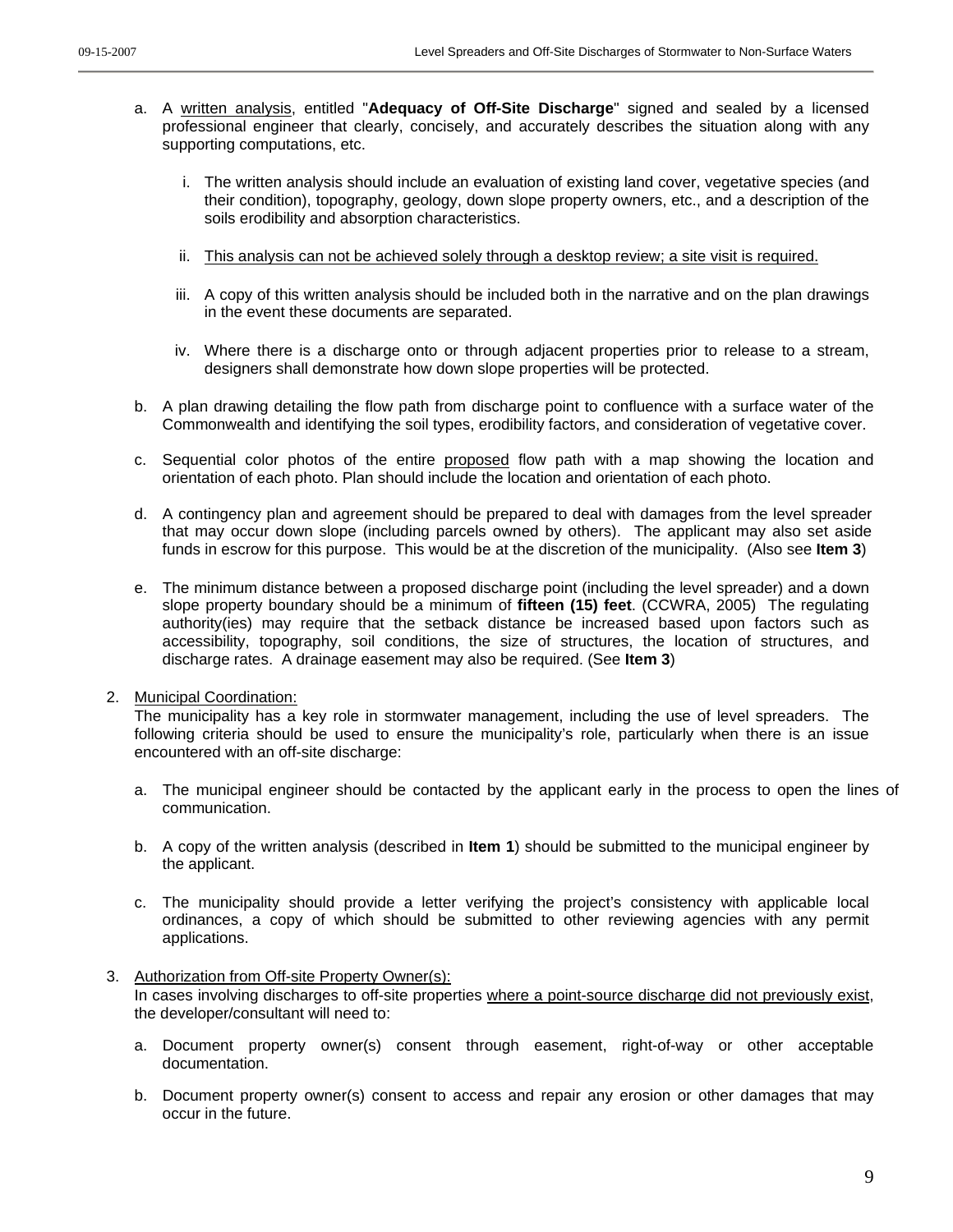a. A <u>written analysis</u>, entitled "**Adequacy of Off-Site Discharge**" signed and sealed by a licensed professional engineer that clearly, concisely, and accurately describes the situation along with any supporting computations, etc.

   i. The written analysis should include an evaluation of existing land cover, vegetative species (and their condition), topography, geology, down slope property owners, etc., and a description of the soils erodibility and absorption characteristics.

   ii. <u>This analysis can not be achieved solely through a desktop review; a site visit is required.</u>

   iii. A copy of this written analysis should be included both in the narrative and on the plan drawings in the event these documents are separated.

   iv. Where there is a discharge onto or through adjacent properties prior to release to a stream, designers shall demonstrate how down slope properties will be protected.

b. A plan drawing detailing the flow path from discharge point to confluence with a surface water of the Commonwealth and identifying the soil types, erodibility factors, and consideration of vegetative cover.

c. Sequential color photos of the entire <u>proposed</u> flow path with a map showing the location and orientation of each photo. Plan should include the location and orientation of each photo.

d. A contingency plan and agreement should be prepared to deal with damages from the level spreader that may occur down slope (including parcels owned by others). The applicant may also set aside funds in escrow for this purpose. This would be at the discretion of the municipality. (Also see **Item 3**)

e. The minimum distance between a proposed discharge point (including the level spreader) and a down slope property boundary should be a minimum of **fifteen (15) feet**. (CCWRA, 2005) The regulating authority(ies) may require that the setback distance be increased based upon factors such as accessibility, topography, soil conditions, the size of structures, the location of structures, and discharge rates. A drainage easement may also be required. (See **Item 3**)

2. <u>Municipal Coordination:</u>
   The municipality has a key role in stormwater management, including the use of level spreaders. The following criteria should be used to ensure the municipality's role, particularly when there is an issue encountered with an off-site discharge:

   a. The municipal engineer should be contacted by the applicant early in the process to open the lines of communication.

   b. A copy of the written analysis (described in **Item 1**) should be submitted to the municipal engineer by the applicant.

   c. The municipality should provide a letter verifying the project's consistency with applicable local ordinances, a copy of which should be submitted to other reviewing agencies with any permit applications.

3. <u>Authorization from Off-site Property Owner(s):</u>
   In cases involving discharges to off-site properties <u>where a point-source discharge did not previously exist</u>, the developer/consultant will need to:

   a. Document property owner(s) consent through easement, right-of-way or other acceptable documentation.

   b. Document property owner(s) consent to access and repair any erosion or other damages that may occur in the future.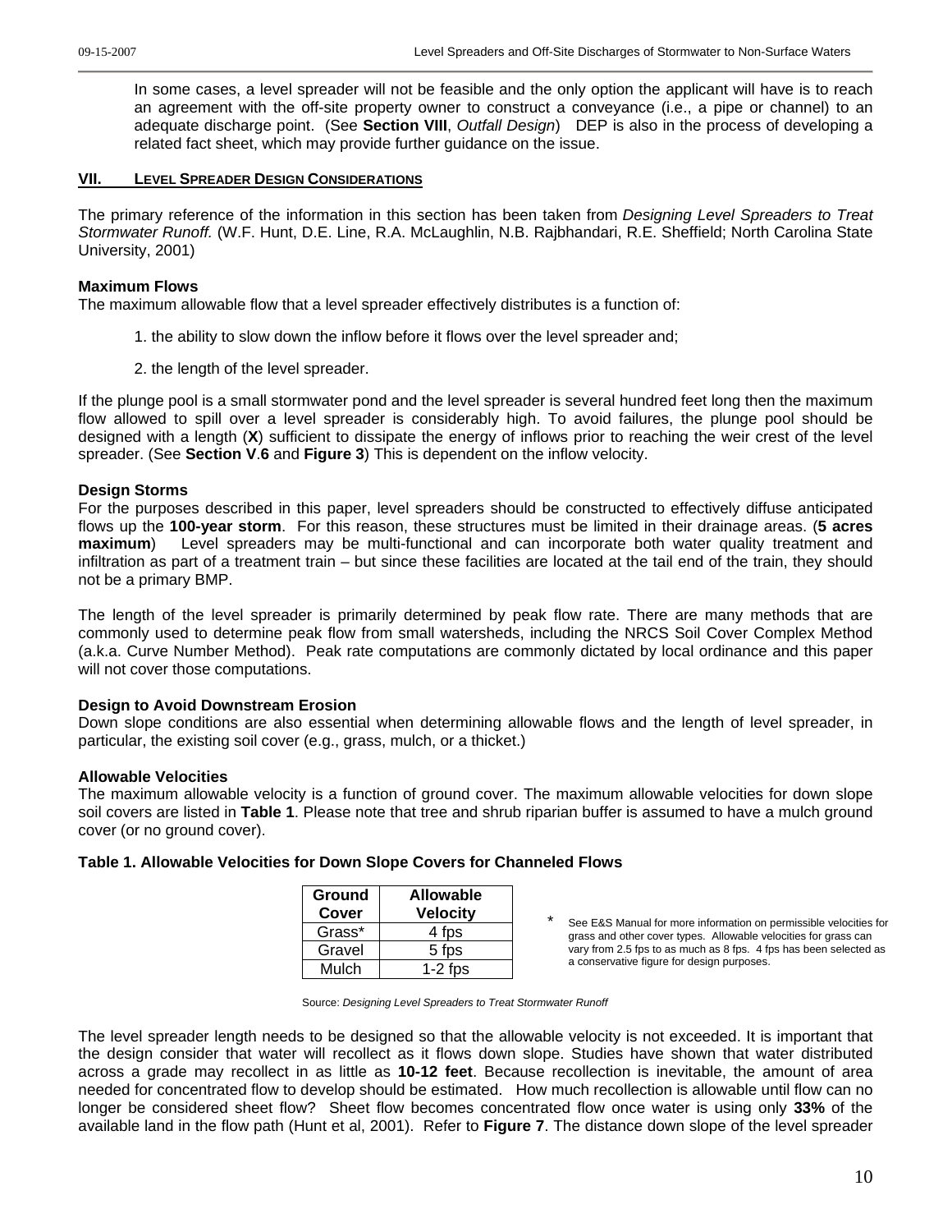In some cases, a level spreader will not be feasible and the only option the applicant will have is to reach an agreement with the off-site property owner to construct a conveyance (i.e., a pipe or channel) to an adequate discharge point. (See **Section VIII**, *Outfall Design*) DEP is also in the process of developing a related fact sheet, which may provide further guidance on the issue.

## VII. Level Spreader Design Considerations

The primary reference of the information in this section has been taken from *Designing Level Spreaders to Treat Stormwater Runoff.* (W.F. Hunt, D.E. Line, R.A. McLaughlin, N.B. Rajbhandari, R.E. Sheffield; North Carolina State University, 2001)

### Maximum Flows

The maximum allowable flow that a level spreader effectively distributes is a function of:

1. the ability to slow down the inflow before it flows over the level spreader and;

2. the length of the level spreader.

If the plunge pool is a small stormwater pond and the level spreader is several hundred feet long then the maximum flow allowed to spill over a level spreader is considerably high. To avoid failures, the plunge pool should be designed with a length (**X**) sufficient to dissipate the energy of inflows prior to reaching the weir crest of the level spreader. (See **Section V**.**6** and **Figure 3**) This is dependent on the inflow velocity.

### Design Storms

For the purposes described in this paper, level spreaders should be constructed to effectively diffuse anticipated flows up the **100-year storm**. For this reason, these structures must be limited in their drainage areas. (**5 acres maximum**) Level spreaders may be multi-functional and can incorporate both water quality treatment and infiltration as part of a treatment train – but since these facilities are located at the tail end of the train, they should not be a primary BMP.

The length of the level spreader is primarily determined by peak flow rate. There are many methods that are commonly used to determine peak flow from small watersheds, including the NRCS Soil Cover Complex Method (a.k.a. Curve Number Method). Peak rate computations are commonly dictated by local ordinance and this paper will not cover those computations.

### Design to Avoid Downstream Erosion

Down slope conditions are also essential when determining allowable flows and the length of level spreader, in particular, the existing soil cover (e.g., grass, mulch, or a thicket.)

### Allowable Velocities

The maximum allowable velocity is a function of ground cover. The maximum allowable velocities for down slope soil covers are listed in **Table 1**. Please note that tree and shrub riparian buffer is assumed to have a mulch ground cover (or no ground cover).

**Table 1. Allowable Velocities for Down Slope Covers for Channeled Flows**

| Ground Cover | Allowable Velocity |
|---|---|
| Grass* | 4 fps |
| Gravel | 5 fps |
| Mulch | 1-2 fps |

\* See E&S Manual for more information on permissible velocities for grass and other cover types. Allowable velocities for grass can vary from 2.5 fps to as much as 8 fps. 4 fps has been selected as a conservative figure for design purposes.

Source: *Designing Level Spreaders to Treat Stormwater Runoff*

The level spreader length needs to be designed so that the allowable velocity is not exceeded. It is important that the design consider that water will recollect as it flows down slope. Studies have shown that water distributed across a grade may recollect in as little as **10-12 feet**. Because recollection is inevitable, the amount of area needed for concentrated flow to develop should be estimated. How much recollection is allowable until flow can no longer be considered sheet flow? Sheet flow becomes concentrated flow once water is using only **33%** of the available land in the flow path (Hunt et al, 2001). Refer to **Figure 7**. The distance down slope of the level spreader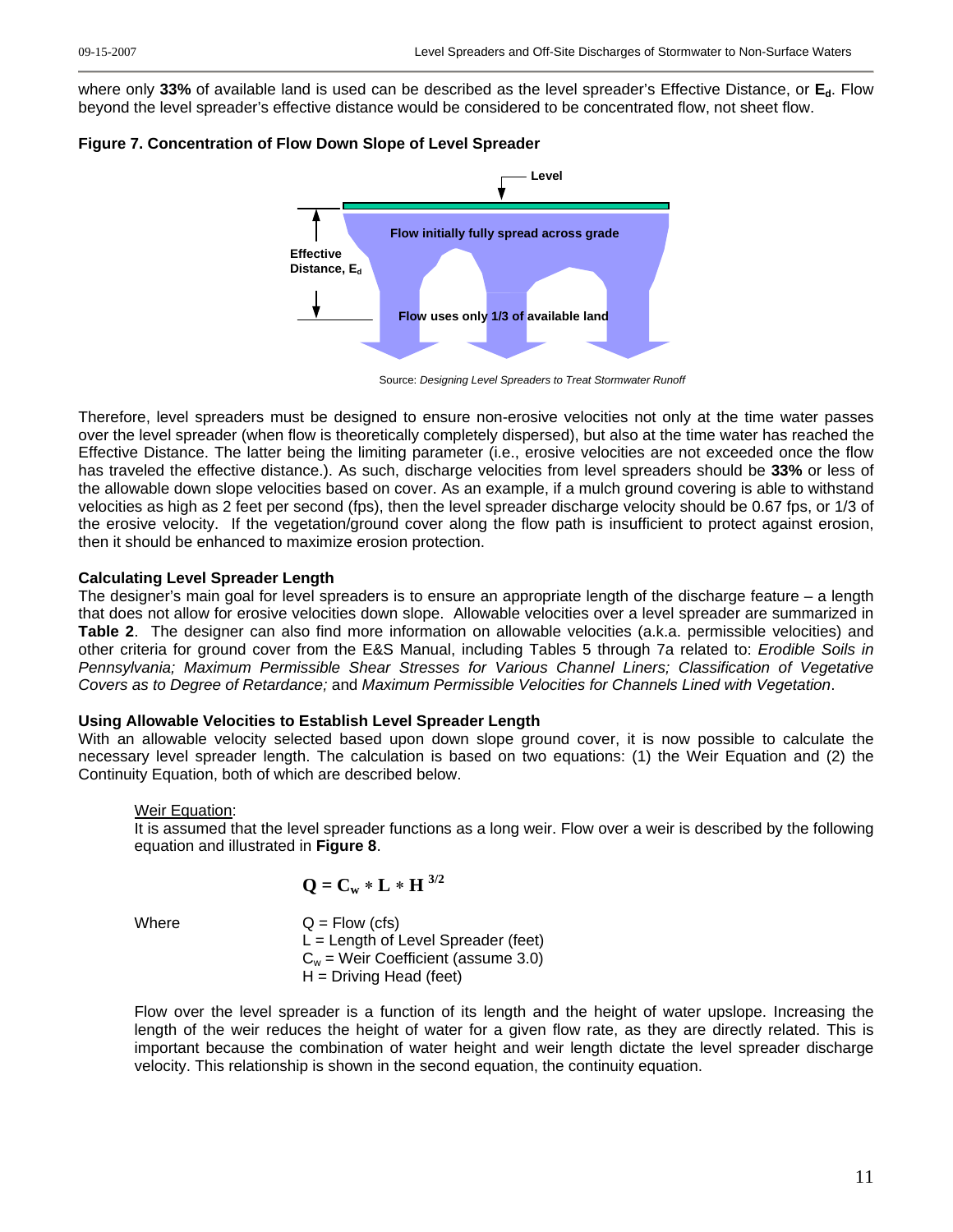where only **33%** of available land is used can be described as the level spreader's Effective Distance, or $\mathbf{E_d}$. Flow beyond the level spreader's effective distance would be considered to be concentrated flow, not sheet flow.

**Figure 7. Concentration of Flow Down Slope of Level Spreader**

Source: *Designing Level Spreaders to Treat Stormwater Runoff*

Therefore, level spreaders must be designed to ensure non-erosive velocities not only at the time water passes over the level spreader (when flow is theoretically completely dispersed), but also at the time water has reached the Effective Distance. The latter being the limiting parameter (i.e., erosive velocities are not exceeded once the flow has traveled the effective distance.). As such, discharge velocities from level spreaders should be **33%** or less of the allowable down slope velocities based on cover. As an example, if a mulch ground covering is able to withstand velocities as high as 2 feet per second (fps), then the level spreader discharge velocity should be 0.67 fps, or 1/3 of the erosive velocity. If the vegetation/ground cover along the flow path is insufficient to protect against erosion, then it should be enhanced to maximize erosion protection.

### Calculating Level Spreader Length

The designer's main goal for level spreaders is to ensure an appropriate length of the discharge feature – a length that does not allow for erosive velocities down slope. Allowable velocities over a level spreader are summarized in **Table 2**. The designer can also find more information on allowable velocities (a.k.a. permissible velocities) and other criteria for ground cover from the E&S Manual, including Tables 5 through 7a related to: *Erodible Soils in Pennsylvania; Maximum Permissible Shear Stresses for Various Channel Liners; Classification of Vegetative Covers as to Degree of Retardance;* and *Maximum Permissible Velocities for Channels Lined with Vegetation*.

### Using Allowable Velocities to Establish Level Spreader Length

With an allowable velocity selected based upon down slope ground cover, it is now possible to calculate the necessary level spreader length. The calculation is based on two equations: (1) the Weir Equation and (2) the Continuity Equation, both of which are described below.

Weir Equation:

It is assumed that the level spreader functions as a long weir. Flow over a weir is described by the following equation and illustrated in **Figure 8**.

$$Q = C_w * L * H^{3/2}$$

Where

- Q = Flow (cfs)
- L = Length of Level Spreader (feet)
- $C_w$ = Weir Coefficient (assume 3.0)
- H = Driving Head (feet)

Flow over the level spreader is a function of its length and the height of water upslope. Increasing the length of the weir reduces the height of water for a given flow rate, as they are directly related. This is important because the combination of water height and weir length dictate the level spreader discharge velocity. This relationship is shown in the second equation, the continuity equation.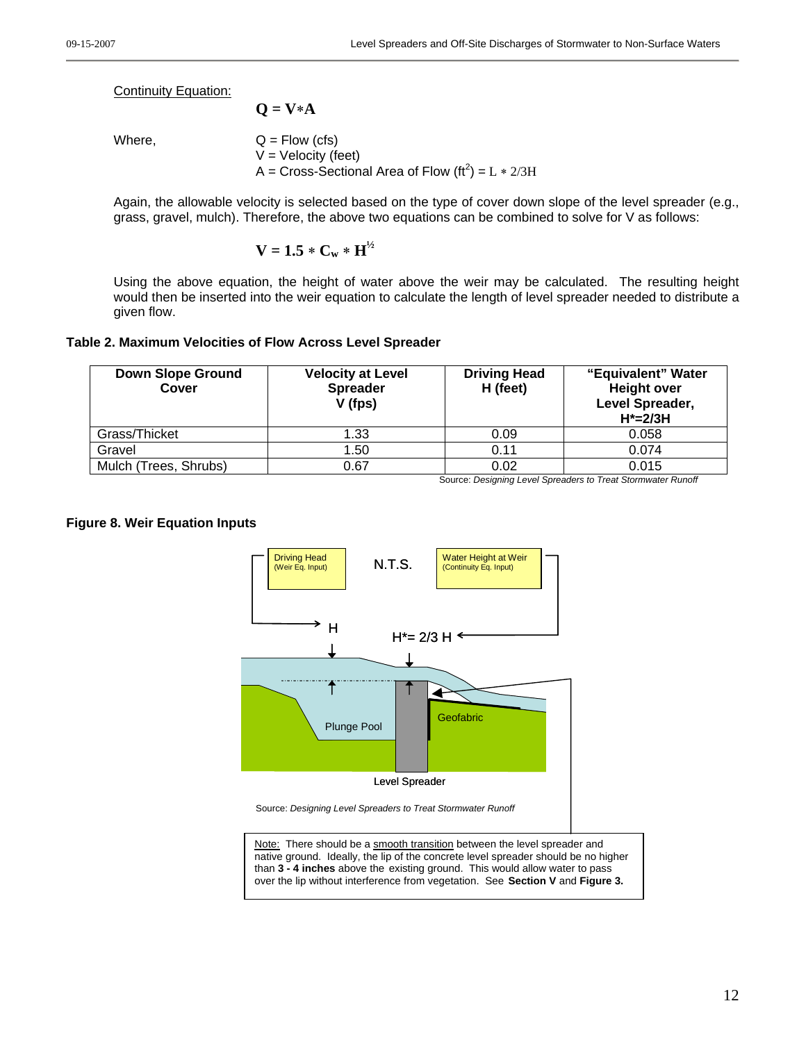Continuity Equation:

$$Q = V * A$$

Where,

Q = Flow (cfs)
V = Velocity (feet)
A = Cross-Sectional Area of Flow ($ft^2$) = $L * 2/3H$

Again, the allowable velocity is selected based on the type of cover down slope of the level spreader (e.g., grass, gravel, mulch). Therefore, the above two equations can be combined to solve for V as follows:

$$V = 1.5 * C_w * H^{1/2}$$

Using the above equation, the height of water above the weir may be calculated. The resulting height would then be inserted into the weir equation to calculate the length of level spreader needed to distribute a given flow.

**Table 2. Maximum Velocities of Flow Across Level Spreader**

| Down Slope Ground Cover | Velocity at Level Spreader V (fps) | Driving Head H (feet) | "Equivalent" Water Height over Level Spreader, H*=2/3H |
|---|---|---|---|
| Grass/Thicket | 1.33 | 0.09 | 0.058 |
| Gravel | 1.50 | 0.11 | 0.074 |
| Mulch (Trees, Shrubs) | 0.67 | 0.02 | 0.015 |

Source: *Designing Level Spreaders to Treat Stormwater Runoff*

**Figure 8. Weir Equation Inputs**

Driving Head (Weir Eq. Input) — N.T.S. — Water Height at Weir (Continuity Eq. Input)

H — H*= 2/3 H

Plunge Pool — Geofabric — Level Spreader

Source: *Designing Level Spreaders to Treat Stormwater Runoff*

Note: There should be a smooth transition between the level spreader and native ground. Ideally, the lip of the concrete level spreader should be no higher than **3 - 4 inches** above the existing ground. This would allow water to pass over the lip without interference from vegetation. See **Section V** and **Figure 3.**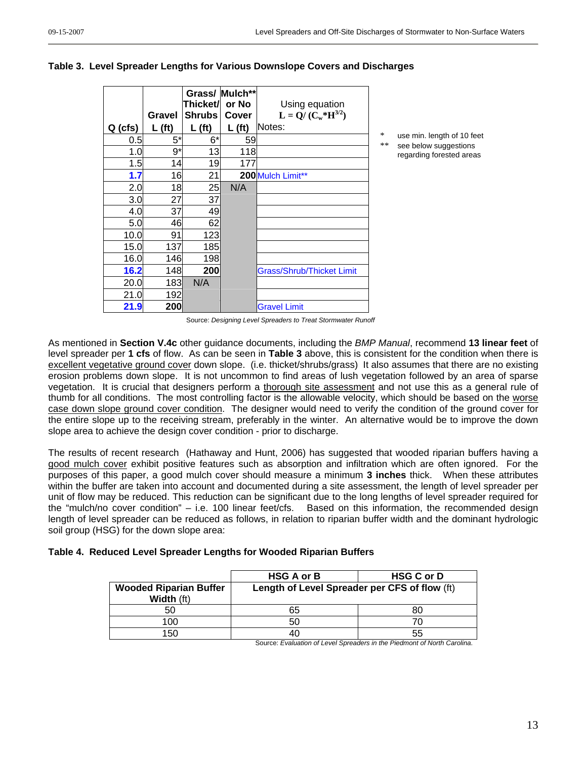**Table 3. Level Spreader Lengths for Various Downslope Covers and Discharges**

| Q (cfs) | Gravel L (ft) | Grass/ Thicket/ Shrubs L (ft) | Mulch** or No Cover L (ft) | Using equation $L = Q/(C_w{*}H^{3/2})$ Notes: |
|---|---|---|---|---|
| 0.5 | 5* | 6* | 59 | |
| 1.0 | 9* | 13 | 118 | |
| 1.5 | 14 | 19 | 177 | |
| **1.7** | 16 | 21 | **200** | Mulch Limit** |
| 2.0 | 18 | 25 | N/A | |
| 3.0 | 27 | 37 | | |
| 4.0 | 37 | 49 | | |
| 5.0 | 46 | 62 | | |
| 10.0 | 91 | 123 | | |
| 15.0 | 137 | 185 | | |
| 16.0 | 146 | 198 | | |
| **16.2** | 148 | **200** | | Grass/Shrub/Thicket Limit |
| 20.0 | 183 | N/A | | |
| 21.0 | 192 | | | |
| **21.9** | **200** | | | Gravel Limit |

\* use min. length of 10 feet

** see below suggestions regarding forested areas

Source: *Designing Level Spreaders to Treat Stormwater Runoff*

As mentioned in **Section V.4c** other guidance documents, including the *BMP Manual*, recommend **13 linear feet** of level spreader per **1 cfs** of flow. As can be seen in **Table 3** above, this is consistent for the condition when there is excellent vegetative ground cover down slope. (i.e. thicket/shrubs/grass) It also assumes that there are no existing erosion problems down slope. It is not uncommon to find areas of lush vegetation followed by an area of sparse vegetation. It is crucial that designers perform a thorough site assessment and not use this as a general rule of thumb for all conditions. The most controlling factor is the allowable velocity, which should be based on the worse case down slope ground cover condition. The designer would need to verify the condition of the ground cover for the entire slope up to the receiving stream, preferably in the winter. An alternative would be to improve the down slope area to achieve the design cover condition - prior to discharge.

The results of recent research (Hathaway and Hunt, 2006) has suggested that wooded riparian buffers having a good mulch cover exhibit positive features such as absorption and infiltration which are often ignored. For the purposes of this paper, a good mulch cover should measure a minimum **3 inches** thick. When these attributes within the buffer are taken into account and documented during a site assessment, the length of level spreader per unit of flow may be reduced. This reduction can be significant due to the long lengths of level spreader required for the "mulch/no cover condition" – i.e. 100 linear feet/cfs. Based on this information, the recommended design length of level spreader can be reduced as follows, in relation to riparian buffer width and the dominant hydrologic soil group (HSG) for the down slope area:

**Table 4. Reduced Level Spreader Lengths for Wooded Riparian Buffers**

| | **HSG A or B** | **HSG C or D** |
|---|---|---|
| **Wooded Riparian Buffer Width** (ft) | **Length of Level Spreader per CFS of flow** (ft) | |
| 50 | 65 | 80 |
| 100 | 50 | 70 |
| 150 | 40 | 55 |

Source: *Evaluation of Level Spreaders in the Piedmont of North Carolina.*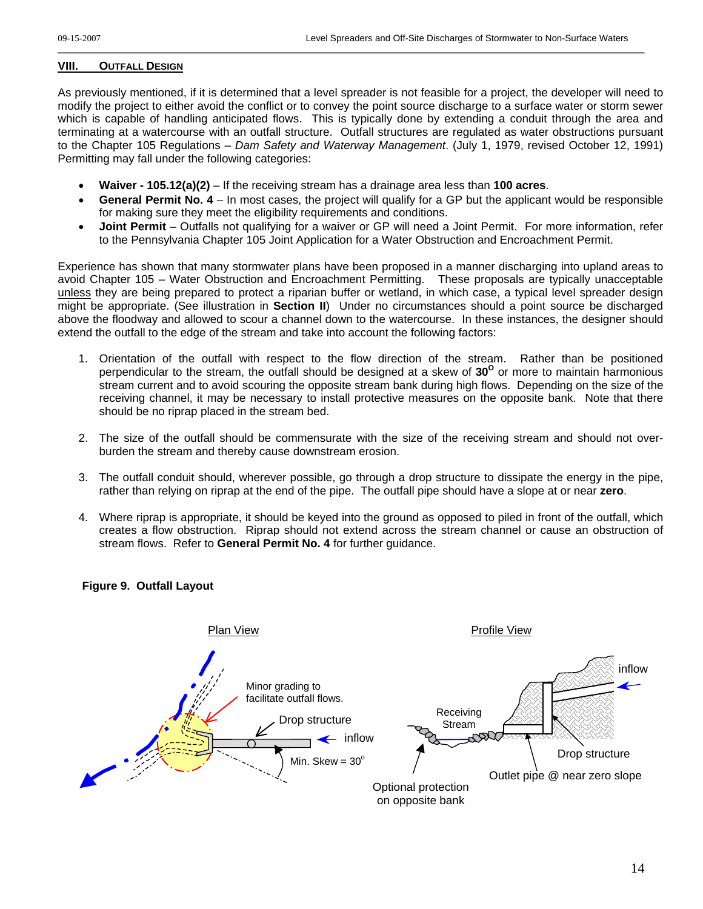## VIII. OUTFALL DESIGN

As previously mentioned, if it is determined that a level spreader is not feasible for a project, the developer will need to modify the project to either avoid the conflict or to convey the point source discharge to a surface water or storm sewer which is capable of handling anticipated flows. This is typically done by extending a conduit through the area and terminating at a watercourse with an outfall structure. Outfall structures are regulated as water obstructions pursuant to the Chapter 105 Regulations – *Dam Safety and Waterway Management*. (July 1, 1979, revised October 12, 1991) Permitting may fall under the following categories:

- **Waiver - 105.12(a)(2)** – If the receiving stream has a drainage area less than **100 acres**.
- **General Permit No. 4** – In most cases, the project will qualify for a GP but the applicant would be responsible for making sure they meet the eligibility requirements and conditions.
- **Joint Permit** – Outfalls not qualifying for a waiver or GP will need a Joint Permit. For more information, refer to the Pennsylvania Chapter 105 Joint Application for a Water Obstruction and Encroachment Permit.

Experience has shown that many stormwater plans have been proposed in a manner discharging into upland areas to avoid Chapter 105 – Water Obstruction and Encroachment Permitting. These proposals are typically unacceptable unless they are being prepared to protect a riparian buffer or wetland, in which case, a typical level spreader design might be appropriate. (See illustration in **Section II**) Under no circumstances should a point source be discharged above the floodway and allowed to scour a channel down to the watercourse. In these instances, the designer should extend the outfall to the edge of the stream and take into account the following factors:

1. Orientation of the outfall with respect to the flow direction of the stream. Rather than be positioned perpendicular to the stream, the outfall should be designed at a skew of **30°** or more to maintain harmonious stream current and to avoid scouring the opposite stream bank during high flows. Depending on the size of the receiving channel, it may be necessary to install protective measures on the opposite bank. Note that there should be no riprap placed in the stream bed.

2. The size of the outfall should be commensurate with the size of the receiving stream and should not over-burden the stream and thereby cause downstream erosion.

3. The outfall conduit should, wherever possible, go through a drop structure to dissipate the energy in the pipe, rather than relying on riprap at the end of the pipe. The outfall pipe should have a slope at or near **zero**.

4. Where riprap is appropriate, it should be keyed into the ground as opposed to piled in front of the outfall, which creates a flow obstruction. Riprap should not extend across the stream channel or cause an obstruction of stream flows. Refer to **General Permit No. 4** for further guidance.

**Figure 9. Outfall Layout**

Plan View: Minor grading to facilitate outfall flows. Drop structure. inflow. Min. Skew = 30°

Profile View: Receiving Stream. inflow. Drop structure. Outlet pipe @ near zero slope. Optional protection on opposite bank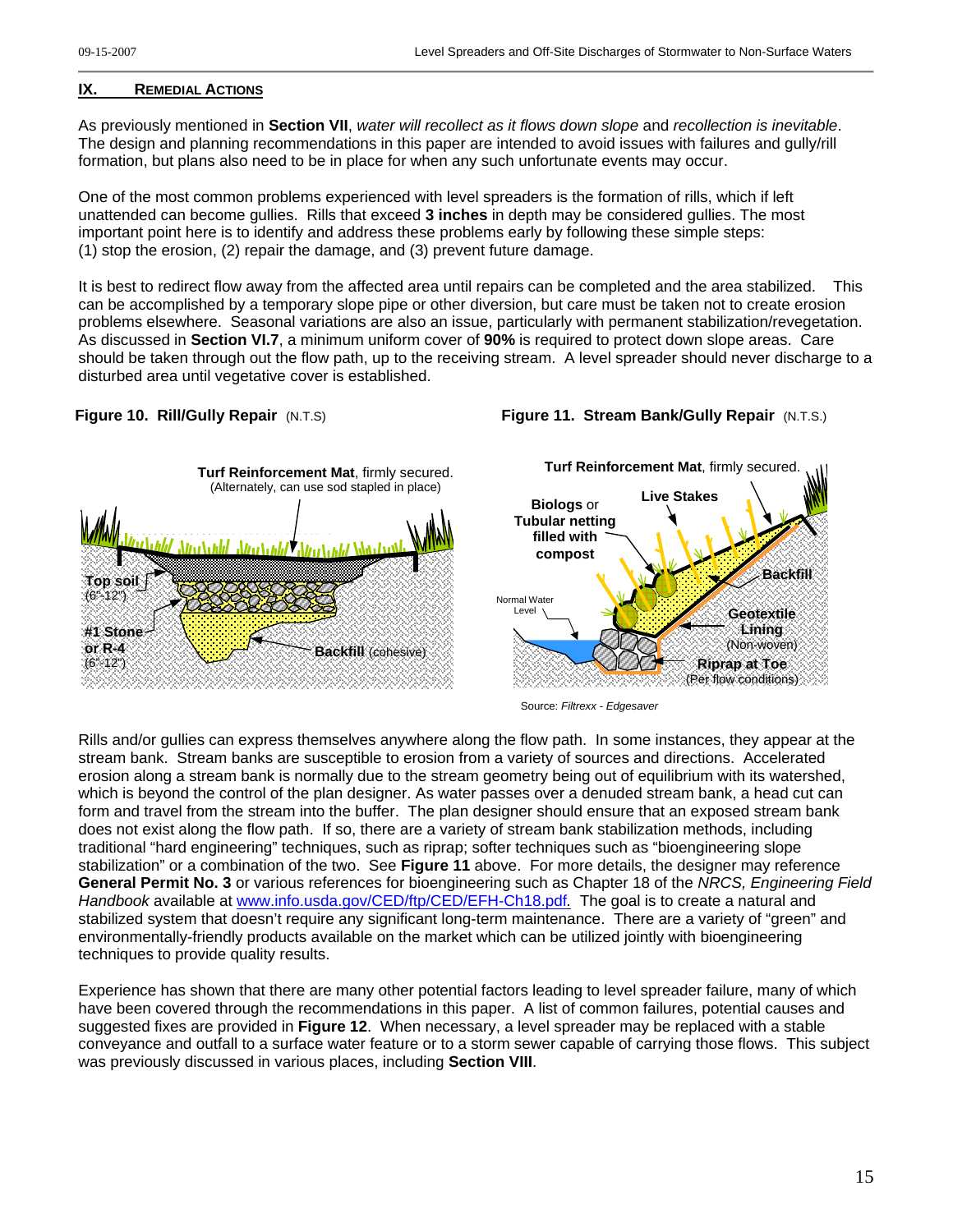## IX. REMEDIAL ACTIONS

As previously mentioned in **Section VII**, *water will recollect as it flows down slope* and *recollection is inevitable*. The design and planning recommendations in this paper are intended to avoid issues with failures and gully/rill formation, but plans also need to be in place for when any such unfortunate events may occur.

One of the most common problems experienced with level spreaders is the formation of rills, which if left unattended can become gullies. Rills that exceed **3 inches** in depth may be considered gullies. The most important point here is to identify and address these problems early by following these simple steps: (1) stop the erosion, (2) repair the damage, and (3) prevent future damage.

It is best to redirect flow away from the affected area until repairs can be completed and the area stabilized. This can be accomplished by a temporary slope pipe or other diversion, but care must be taken not to create erosion problems elsewhere. Seasonal variations are also an issue, particularly with permanent stabilization/revegetation. As discussed in **Section VI.7**, a minimum uniform cover of **90%** is required to protect down slope areas. Care should be taken through out the flow path, up to the receiving stream. A level spreader should never discharge to a disturbed area until vegetative cover is established.

**Figure 10. Rill/Gully Repair** (N.T.S)

**Figure 11. Stream Bank/Gully Repair** (N.T.S.)

Source: *Filtrexx - Edgesaver*

Rills and/or gullies can express themselves anywhere along the flow path. In some instances, they appear at the stream bank. Stream banks are susceptible to erosion from a variety of sources and directions. Accelerated erosion along a stream bank is normally due to the stream geometry being out of equilibrium with its watershed, which is beyond the control of the plan designer. As water passes over a denuded stream bank, a head cut can form and travel from the stream into the buffer. The plan designer should ensure that an exposed stream bank does not exist along the flow path. If so, there are a variety of stream bank stabilization methods, including traditional "hard engineering" techniques, such as riprap; softer techniques such as "bioengineering slope stabilization" or a combination of the two. See **Figure 11** above. For more details, the designer may reference **General Permit No. 3** or various references for bioengineering such as Chapter 18 of the *NRCS, Engineering Field Handbook* available at www.info.usda.gov/CED/ftp/CED/EFH-Ch18.pdf. The goal is to create a natural and stabilized system that doesn't require any significant long-term maintenance. There are a variety of "green" and environmentally-friendly products available on the market which can be utilized jointly with bioengineering techniques to provide quality results.

Experience has shown that there are many other potential factors leading to level spreader failure, many of which have been covered through the recommendations in this paper. A list of common failures, potential causes and suggested fixes are provided in **Figure 12**. When necessary, a level spreader may be replaced with a stable conveyance and outfall to a surface water feature or to a storm sewer capable of carrying those flows. This subject was previously discussed in various places, including **Section VIII**.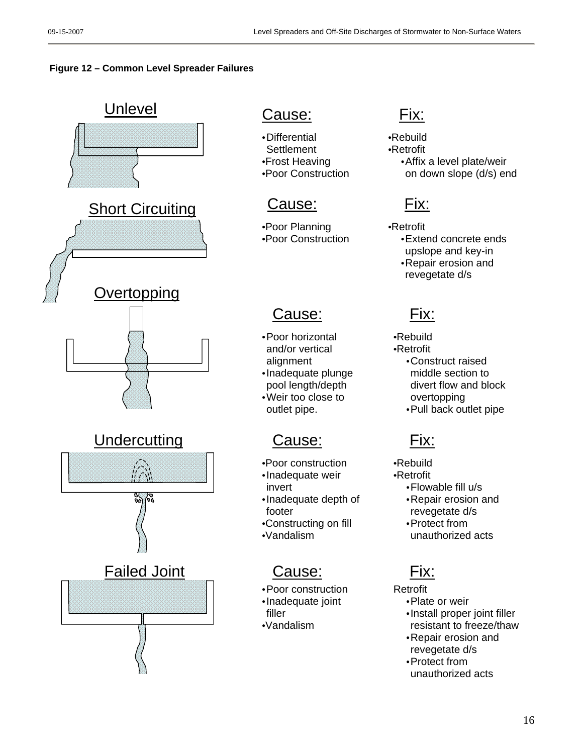**Figure 12 – Common Level Spreader Failures**

### Unlevel

**Cause:**
- Differential Settlement
- Frost Heaving
- Poor Construction

**Fix:**
- Rebuild
- Retrofit
  - Affix a level plate/weir on down slope (d/s) end

### Short Circuiting

**Cause:**
- Poor Planning
- Poor Construction

**Fix:**
- Retrofit
  - Extend concrete ends upslope and key-in
  - Repair erosion and revegetate d/s

### Overtopping

**Cause:**
- Poor horizontal and/or vertical alignment
- Inadequate plunge pool length/depth
- Weir too close to outlet pipe.

**Fix:**
- Rebuild
- Retrofit
  - Construct raised middle section to divert flow and block overtopping
  - Pull back outlet pipe

### Undercutting

**Cause:**
- Poor construction
- Inadequate weir invert
- Inadequate depth of footer
- Constructing on fill
- Vandalism

**Fix:**
- Rebuild
- Retrofit
  - Flowable fill u/s
  - Repair erosion and revegetate d/s
  - Protect from unauthorized acts

### Failed Joint

**Cause:**
- Poor construction
- Inadequate joint filler
- Vandalism

**Fix:**

Retrofit
- Plate or weir
- Install proper joint filler resistant to freeze/thaw
- Repair erosion and revegetate d/s
- Protect from unauthorized acts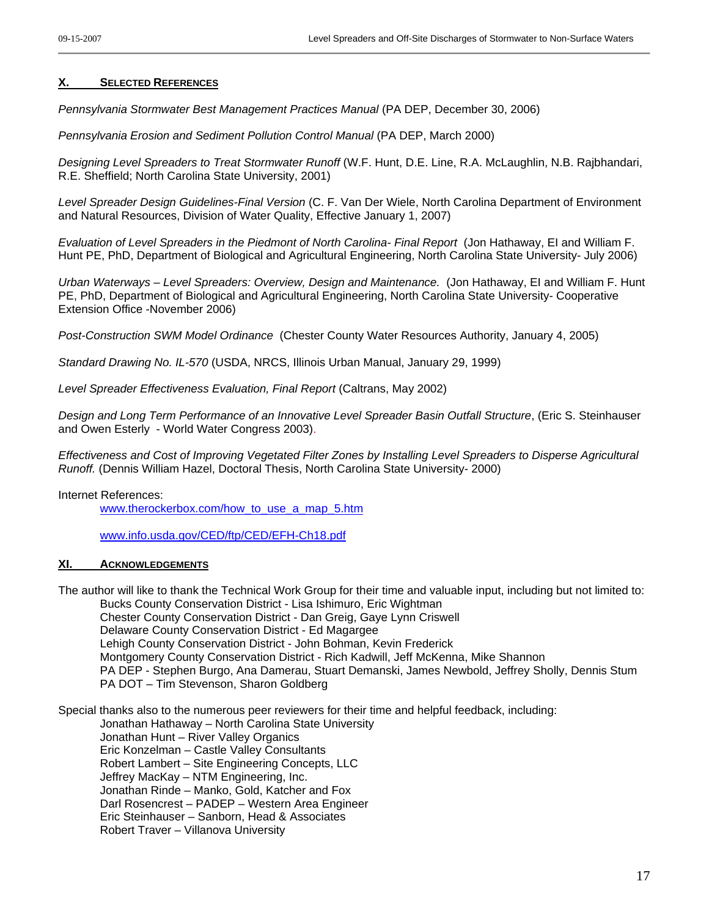## X. SELECTED REFERENCES

*Pennsylvania Stormwater Best Management Practices Manual* (PA DEP, December 30, 2006)

*Pennsylvania Erosion and Sediment Pollution Control Manual* (PA DEP, March 2000)

*Designing Level Spreaders to Treat Stormwater Runoff* (W.F. Hunt, D.E. Line, R.A. McLaughlin, N.B. Rajbhandari, R.E. Sheffield; North Carolina State University, 2001)

*Level Spreader Design Guidelines-Final Version* (C. F. Van Der Wiele, North Carolina Department of Environment and Natural Resources, Division of Water Quality, Effective January 1, 2007)

*Evaluation of Level Spreaders in the Piedmont of North Carolina- Final Report* (Jon Hathaway, EI and William F. Hunt PE, PhD, Department of Biological and Agricultural Engineering, North Carolina State University- July 2006)

*Urban Waterways – Level Spreaders: Overview, Design and Maintenance.* (Jon Hathaway, EI and William F. Hunt PE, PhD, Department of Biological and Agricultural Engineering, North Carolina State University- Cooperative Extension Office -November 2006)

*Post-Construction SWM Model Ordinance* (Chester County Water Resources Authority, January 4, 2005)

*Standard Drawing No. IL-570* (USDA, NRCS, Illinois Urban Manual, January 29, 1999)

*Level Spreader Effectiveness Evaluation, Final Report* (Caltrans, May 2002)

*Design and Long Term Performance of an Innovative Level Spreader Basin Outfall Structure*, (Eric S. Steinhauser and Owen Esterly - World Water Congress 2003).

*Effectiveness and Cost of Improving Vegetated Filter Zones by Installing Level Spreaders to Disperse Agricultural Runoff.* (Dennis William Hazel, Doctoral Thesis, North Carolina State University- 2000)

Internet References:

www.therockerbox.com/how_to_use_a_map_5.htm

www.info.usda.gov/CED/ftp/CED/EFH-Ch18.pdf

## XI. ACKNOWLEDGEMENTS

The author will like to thank the Technical Work Group for their time and valuable input, including but not limited to:

Bucks County Conservation District - Lisa Ishimuro, Eric Wightman
Chester County Conservation District - Dan Greig, Gaye Lynn Criswell
Delaware County Conservation District - Ed Magargee
Lehigh County Conservation District - John Bohman, Kevin Frederick
Montgomery County Conservation District - Rich Kadwill, Jeff McKenna, Mike Shannon
PA DEP - Stephen Burgo, Ana Damerau, Stuart Demanski, James Newbold, Jeffrey Sholly, Dennis Stum
PA DOT – Tim Stevenson, Sharon Goldberg

Special thanks also to the numerous peer reviewers for their time and helpful feedback, including:

Jonathan Hathaway – North Carolina State University
Jonathan Hunt – River Valley Organics
Eric Konzelman – Castle Valley Consultants
Robert Lambert – Site Engineering Concepts, LLC
Jeffrey MacKay – NTM Engineering, Inc.
Jonathan Rinde – Manko, Gold, Katcher and Fox
Darl Rosencrest – PADEP – Western Area Engineer
Eric Steinhauser – Sanborn, Head & Associates
Robert Traver – Villanova University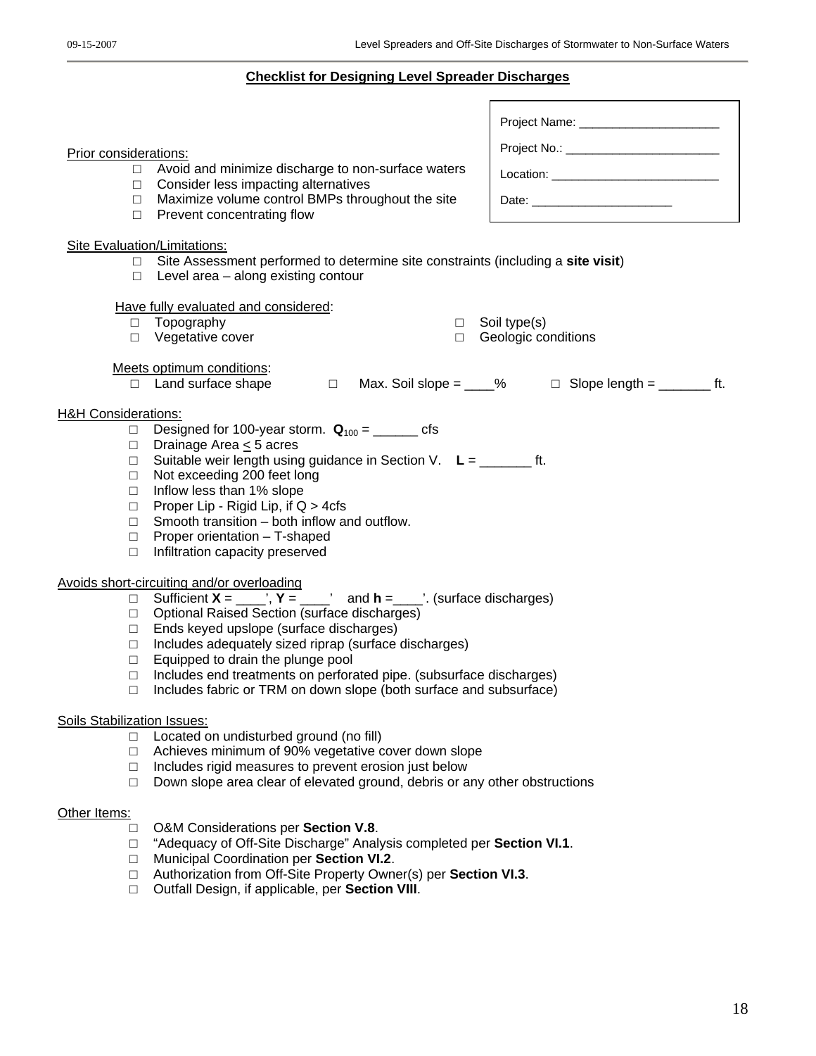## Checklist for Designing Level Spreader Discharges

Project Name: ____________________

Project No.: ______________________

Location: ________________________

Date: ____________________

Prior considerations:

- □ Avoid and minimize discharge to non-surface waters
- □ Consider less impacting alternatives
- □ Maximize volume control BMPs throughout the site
- □ Prevent concentrating flow

Site Evaluation/Limitations:

- □ Site Assessment performed to determine site constraints (including a **site visit**)
- □ Level area – along existing contour

Have fully evaluated and considered:

- □ Topography
- □ Vegetative cover
- □ Soil type(s)
- □ Geologic conditions

Meets optimum conditions:

- □ Land surface shape
- □ Max. Soil slope = ____%
- □ Slope length = _______ ft.

H&H Considerations:

- □ Designed for 100-year storm. $\mathbf{Q}_{100}$ = ______ cfs
- □ Drainage Area $\leq$ 5 acres
- □ Suitable weir length using guidance in Section V. **L** = _______ ft.
- □ Not exceeding 200 feet long
- □ Inflow less than 1% slope
- □ Proper Lip - Rigid Lip, if Q > 4cfs
- □ Smooth transition – both inflow and outflow.
- □ Proper orientation – T-shaped
- □ Infiltration capacity preserved

Avoids short-circuiting and/or overloading

- □ Sufficient **X** = ____', **Y** = ____' and **h** =____'. (surface discharges)
- □ Optional Raised Section (surface discharges)
- □ Ends keyed upslope (surface discharges)
- □ Includes adequately sized riprap (surface discharges)
- □ Equipped to drain the plunge pool
- □ Includes end treatments on perforated pipe. (subsurface discharges)
- □ Includes fabric or TRM on down slope (both surface and subsurface)

Soils Stabilization Issues:

- □ Located on undisturbed ground (no fill)
- □ Achieves minimum of 90% vegetative cover down slope
- □ Includes rigid measures to prevent erosion just below
- □ Down slope area clear of elevated ground, debris or any other obstructions

Other Items:

- □ O&M Considerations per **Section V.8**.
- □ "Adequacy of Off-Site Discharge" Analysis completed per **Section VI.1**.
- □ Municipal Coordination per **Section VI.2**.
- □ Authorization from Off-Site Property Owner(s) per **Section VI.3**.
- □ Outfall Design, if applicable, per **Section VIII**.